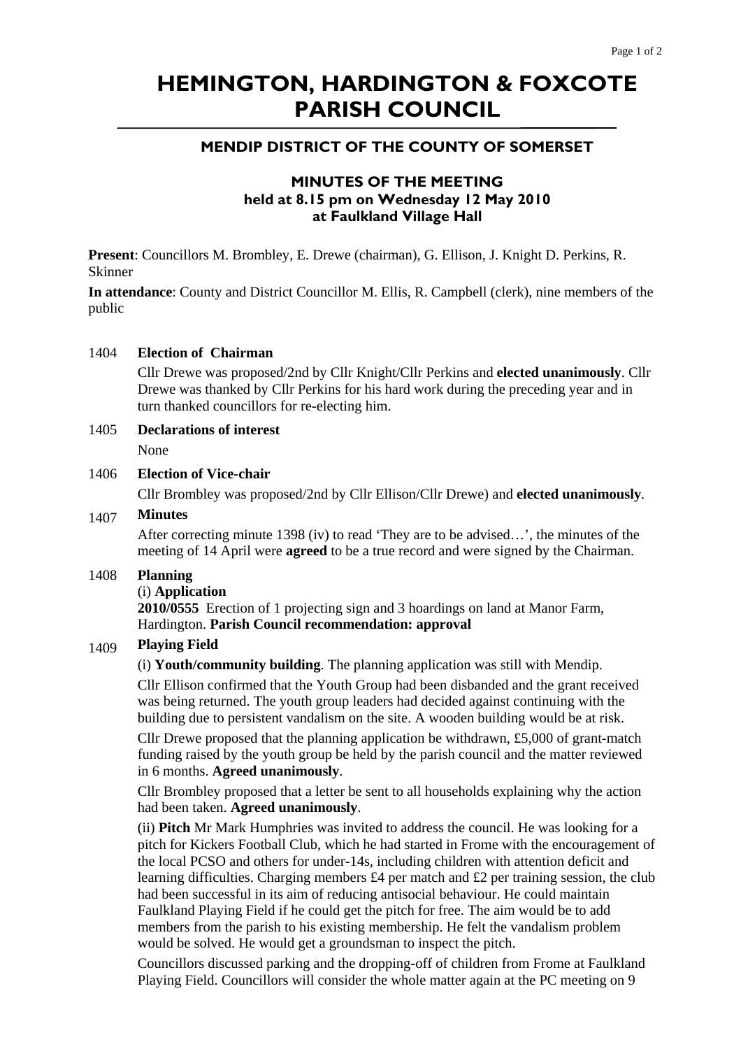# HEMINGTON, HARDINGTON & FOXCOTE PARISH COUNCIL

## MENDIP DISTRICT OF THE COUNTY OF SOMERSET

### MINUTES OF THE MEETING
### held at 8.15 pm on Wednesday 12 May 2010
### at Faulkland Village Hall

**Present**: Councillors M. Brombley, E. Drewe (chairman), G. Ellison, J. Knight D. Perkins, R. Skinner

**In attendance**: County and District Councillor M. Ellis, R. Campbell (clerk), nine members of the public

1404 **Election of Chairman**

Cllr Drewe was proposed/2nd by Cllr Knight/Cllr Perkins and **elected unanimously**. Cllr Drewe was thanked by Cllr Perkins for his hard work during the preceding year and in turn thanked councillors for re-electing him.

1405 **Declarations of interest**

None

1406 **Election of Vice-chair**

Cllr Brombley was proposed/2nd by Cllr Ellison/Cllr Drewe) and **elected unanimously**.

1407 **Minutes**

After correcting minute 1398 (iv) to read 'They are to be advised…', the minutes of the meeting of 14 April were **agreed** to be a true record and were signed by the Chairman.

1408 **Planning**

(i) **Application**

**2010/0555** Erection of 1 projecting sign and 3 hoardings on land at Manor Farm, Hardington. **Parish Council recommendation: approval**

1409 **Playing Field**

(i) **Youth/community building**. The planning application was still with Mendip.

Cllr Ellison confirmed that the Youth Group had been disbanded and the grant received was being returned. The youth group leaders had decided against continuing with the building due to persistent vandalism on the site. A wooden building would be at risk.

Cllr Drewe proposed that the planning application be withdrawn, £5,000 of grant-match funding raised by the youth group be held by the parish council and the matter reviewed in 6 months. **Agreed unanimously**.

Cllr Brombley proposed that a letter be sent to all households explaining why the action had been taken. **Agreed unanimously**.

(ii) **Pitch** Mr Mark Humphries was invited to address the council. He was looking for a pitch for Kickers Football Club, which he had started in Frome with the encouragement of the local PCSO and others for under-14s, including children with attention deficit and learning difficulties. Charging members £4 per match and £2 per training session, the club had been successful in its aim of reducing antisocial behaviour. He could maintain Faulkland Playing Field if he could get the pitch for free. The aim would be to add members from the parish to his existing membership. He felt the vandalism problem would be solved. He would get a groundsman to inspect the pitch.

Councillors discussed parking and the dropping-off of children from Frome at Faulkland Playing Field. Councillors will consider the whole matter again at the PC meeting on 9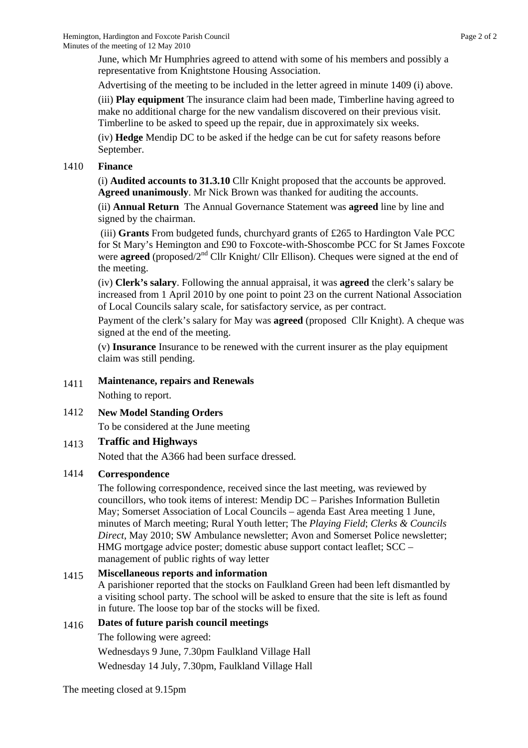June, which Mr Humphries agreed to attend with some of his members and possibly a representative from Knightstone Housing Association.

Advertising of the meeting to be included in the letter agreed in minute 1409 (i) above.

(iii) **Play equipment** The insurance claim had been made, Timberline having agreed to make no additional charge for the new vandalism discovered on their previous visit. Timberline to be asked to speed up the repair, due in approximately six weeks.

(iv) **Hedge** Mendip DC to be asked if the hedge can be cut for safety reasons before September.

1410 **Finance**

(i) **Audited accounts to 31.3.10** Cllr Knight proposed that the accounts be approved. **Agreed unanimously**. Mr Nick Brown was thanked for auditing the accounts.

(ii) **Annual Return** The Annual Governance Statement was **agreed** line by line and signed by the chairman.

(iii) **Grants** From budgeted funds, churchyard grants of £265 to Hardington Vale PCC for St Mary's Hemington and £90 to Foxcote-with-Shoscombe PCC for St James Foxcote were **agreed** (proposed/2nd Cllr Knight/ Cllr Ellison). Cheques were signed at the end of the meeting.

(iv) **Clerk's salary**. Following the annual appraisal, it was **agreed** the clerk's salary be increased from 1 April 2010 by one point to point 23 on the current National Association of Local Councils salary scale, for satisfactory service, as per contract.

Payment of the clerk's salary for May was **agreed** (proposed Cllr Knight). A cheque was signed at the end of the meeting.

(v) **Insurance** Insurance to be renewed with the current insurer as the play equipment claim was still pending.

1411 **Maintenance, repairs and Renewals**

Nothing to report.

1412 **New Model Standing Orders**

To be considered at the June meeting

1413 **Traffic and Highways**

Noted that the A366 had been surface dressed.

1414 **Correspondence**

The following correspondence, received since the last meeting, was reviewed by councillors, who took items of interest: Mendip DC – Parishes Information Bulletin May; Somerset Association of Local Councils – agenda East Area meeting 1 June, minutes of March meeting; Rural Youth letter; The *Playing Field*; *Clerks & Councils Direct*, May 2010; SW Ambulance newsletter; Avon and Somerset Police newsletter; HMG mortgage advice poster; domestic abuse support contact leaflet; SCC – management of public rights of way letter

1415 **Miscellaneous reports and information**

A parishioner reported that the stocks on Faulkland Green had been left dismantled by a visiting school party. The school will be asked to ensure that the site is left as found in future. The loose top bar of the stocks will be fixed.

1416 **Dates of future parish council meetings**

The following were agreed:

Wednesdays 9 June, 7.30pm Faulkland Village Hall

Wednesday 14 July, 7.30pm, Faulkland Village Hall

The meeting closed at 9.15pm